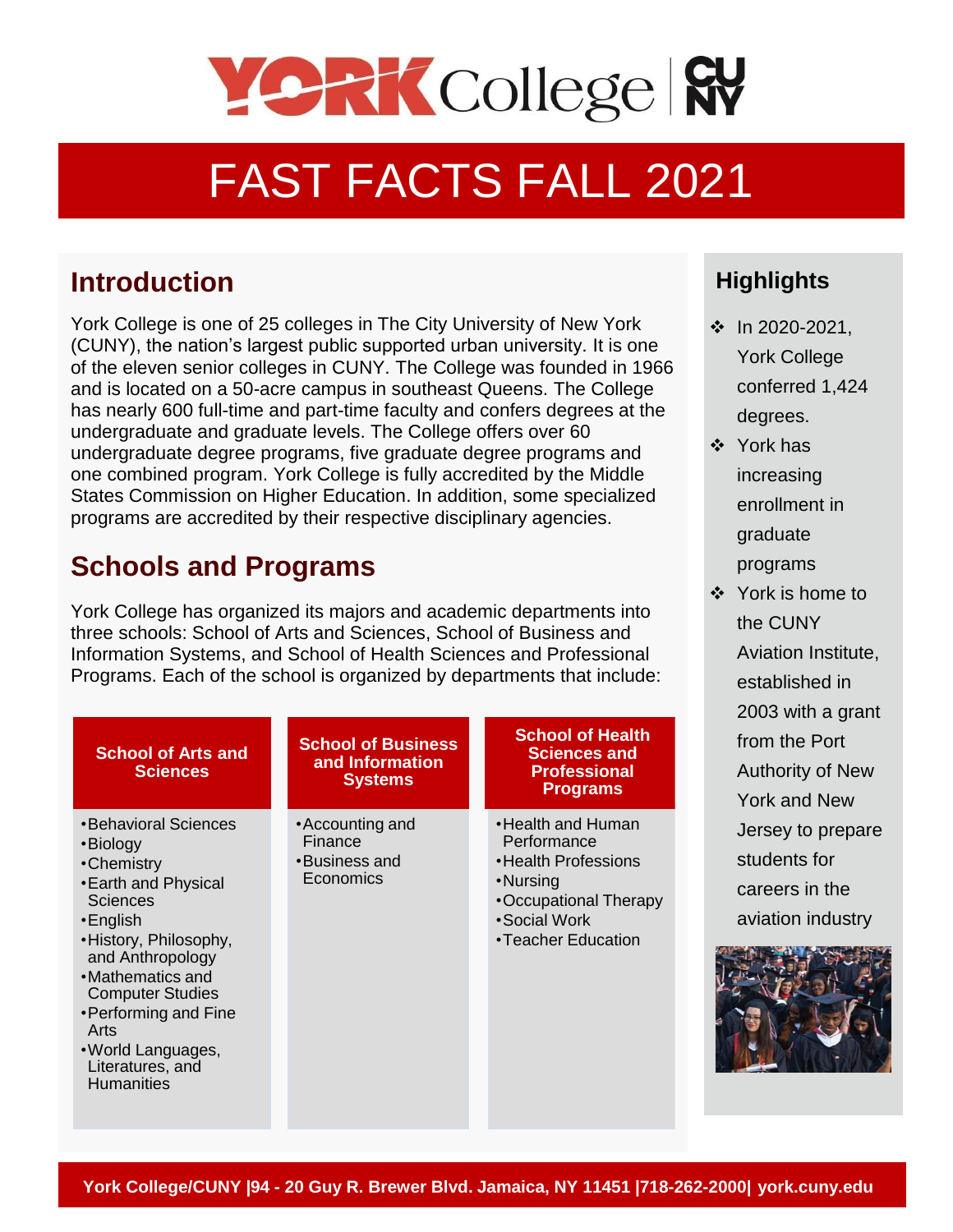# FAST FACTS FALL 2021

## Introduction

York College is one of 25 colleges in The City University of New York (CUNY), the nation's largest public supported urban university. It is one of the eleven senior colleges in CUNY. The College was founded in 1966 and is located on a 50-acre campus in southeast Queens. The College has nearly 600 full-time and part-time faculty and confers degrees at the undergraduate and graduate levels. The College offers over 60 undergraduate degree programs, five graduate degree programs and one combined program. York College is fully accredited by the Middle States Commission on Higher Education. In addition, some specialized programs are accredited by their respective disciplinary agencies.

## Schools and Programs

York College has organized its majors and academic departments into three schools: School of Arts and Sciences, School of Business and Information Systems, and School of Health Sciences and Professional Programs. Each of the school is organized by departments that include:

**School of Arts and Sciences**

- Behavioral Sciences
- Biology
- Chemistry
- Earth and Physical Sciences
- English
- History, Philosophy, and Anthropology
- Mathematics and Computer Studies
- Performing and Fine Arts
- World Languages, Literatures, and Humanities

**School of Business and Information Systems**

- Accounting and Finance
- Business and Economics

**School of Health Sciences and Professional Programs**

- Health and Human Performance
- Health Professions
- Nursing
- Occupational Therapy
- Social Work
- Teacher Education

## Highlights

- In 2020-2021, York College conferred 1,424 degrees.
- York has increasing enrollment in graduate programs
- York is home to the CUNY Aviation Institute, established in 2003 with a grant from the Port Authority of New York and New Jersey to prepare students for careers in the aviation industry

York College/CUNY |94 - 20 Guy R. Brewer Blvd. Jamaica, NY 11451 |718-262-2000| york.cuny.edu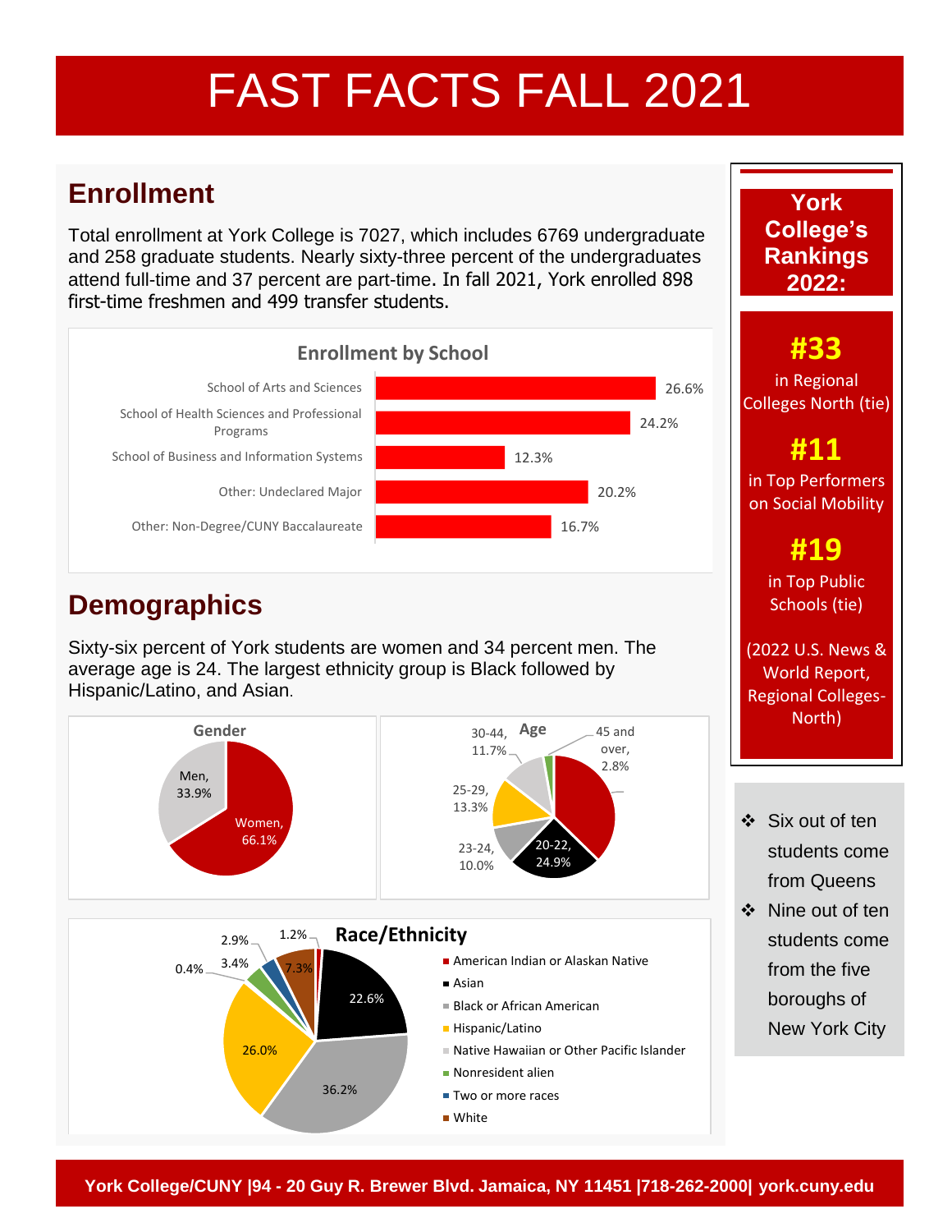# FAST FACTS FALL 2021

## Enrollment

Total enrollment at York College is 7027, which includes 6769 undergraduate and 258 graduate students. Nearly sixty-three percent of the undergraduates attend full-time and 37 percent are part-time. In fall 2021, York enrolled 898 first-time freshmen and 499 transfer students.

Enrollment by School

School of Arts and Sciences 26.6%
School of Health Sciences and Professional Programs 24.2%
School of Business and Information Systems 12.3%
Other: Undeclared Major 20.2%
Other: Non-Degree/CUNY Baccalaureate 16.7%

## Demographics

Sixty-six percent of York students are women and 34 percent men. The average age is 24. The largest ethnicity group is Black followed by Hispanic/Latino, and Asian.

Gender

Men, 33.9%
Women, 66.1%

Age

30-44, 11.7%
45 and over, 2.8%
25-29, 13.3%
23-24, 10.0%
20-22, 24.9%

Race/Ethnicity

1.2%
2.9%
3.4%
0.4%
7.3%
22.6%
26.0%
36.2%

American Indian or Alaskan Native
Asian
Black or African American
Hispanic/Latino
Native Hawaiian or Other Pacific Islander
Nonresident alien
Two or more races
White

## York College's Rankings 2022:

**#33** in Regional Colleges North (tie)

**#11** in Top Performers on Social Mobility

**#19** in Top Public Schools (tie)

(2022 U.S. News & World Report, Regional Colleges-North)

- Six out of ten students come from Queens
- Nine out of ten students come from the five boroughs of New York City

**York College/CUNY |94 - 20 Guy R. Brewer Blvd. Jamaica, NY 11451 |718-262-2000| york.cuny.edu**